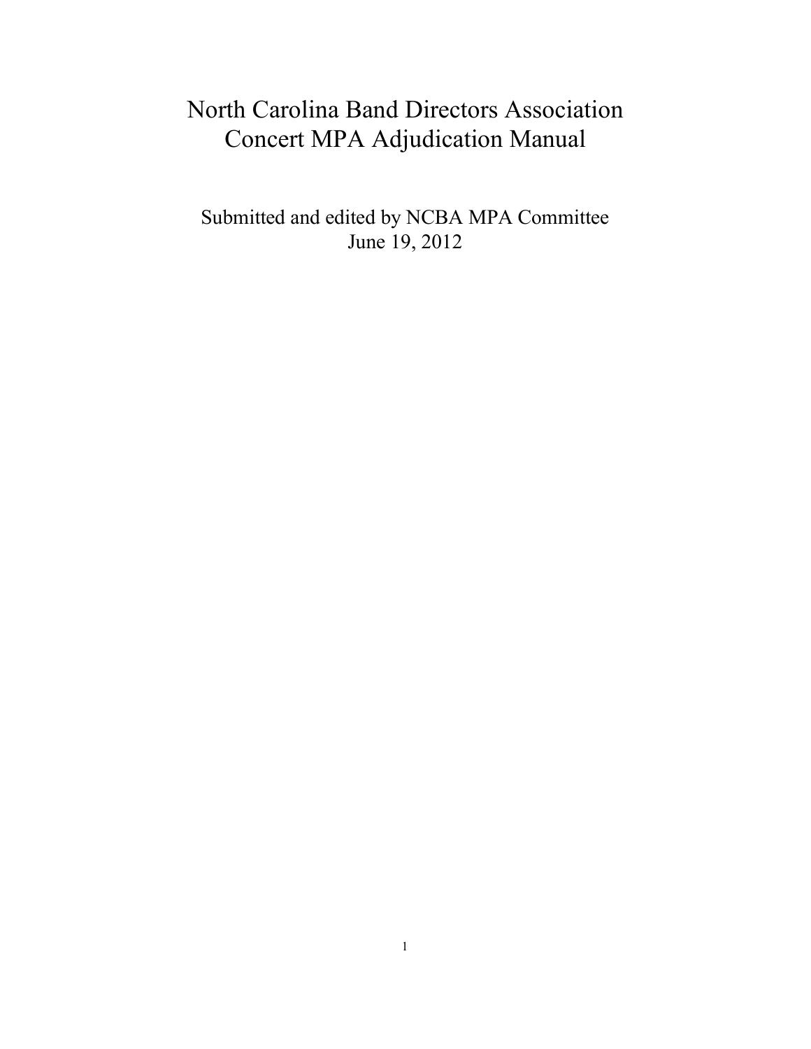# North Carolina Band Directors Association
# Concert MPA Adjudication Manual

Submitted and edited by NCBA MPA Committee
June 19, 2012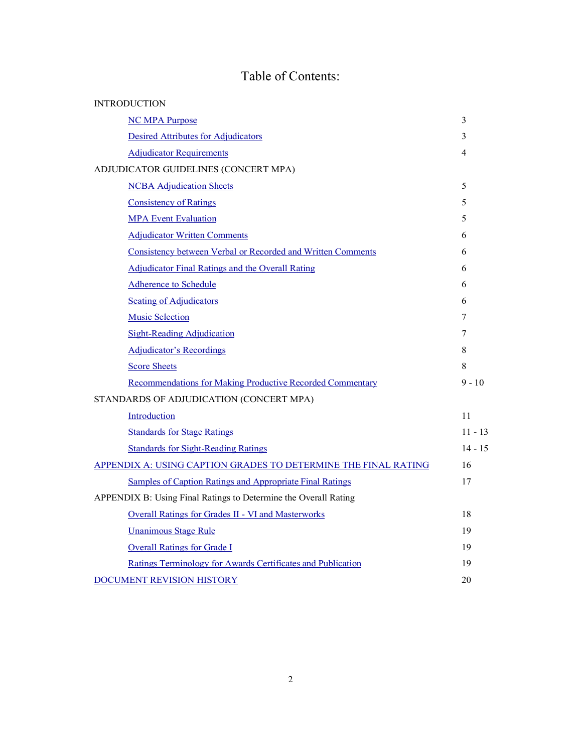# Table of Contents:

INTRODUCTION

| | |
|---|---|
| NC MPA Purpose | 3 |
| Desired Attributes for Adjudicators | 3 |
| Adjudicator Requirements | 4 |

ADJUDICATOR GUIDELINES (CONCERT MPA)

| | |
|---|---|
| NCBA Adjudication Sheets | 5 |
| Consistency of Ratings | 5 |
| MPA Event Evaluation | 5 |
| Adjudicator Written Comments | 6 |
| Consistency between Verbal or Recorded and Written Comments | 6 |
| Adjudicator Final Ratings and the Overall Rating | 6 |
| Adherence to Schedule | 6 |
| Seating of Adjudicators | 6 |
| Music Selection | 7 |
| Sight-Reading Adjudication | 7 |
| Adjudicator's Recordings | 8 |
| Score Sheets | 8 |
| Recommendations for Making Productive Recorded Commentary | 9 - 10 |

STANDARDS OF ADJUDICATION (CONCERT MPA)

| | |
|---|---|
| Introduction | 11 |
| Standards for Stage Ratings | 11 - 13 |
| Standards for Sight-Reading Ratings | 14 - 15 |

APPENDIX A: USING CAPTION GRADES TO DETERMINE THE FINAL RATING — 16

| | |
|---|---|
| Samples of Caption Ratings and Appropriate Final Ratings | 17 |

APPENDIX B: Using Final Ratings to Determine the Overall Rating

| | |
|---|---|
| Overall Ratings for Grades II - VI and Masterworks | 18 |
| Unanimous Stage Rule | 19 |
| Overall Ratings for Grade I | 19 |
| Ratings Terminology for Awards Certificates and Publication | 19 |

DOCUMENT REVISION HISTORY — 20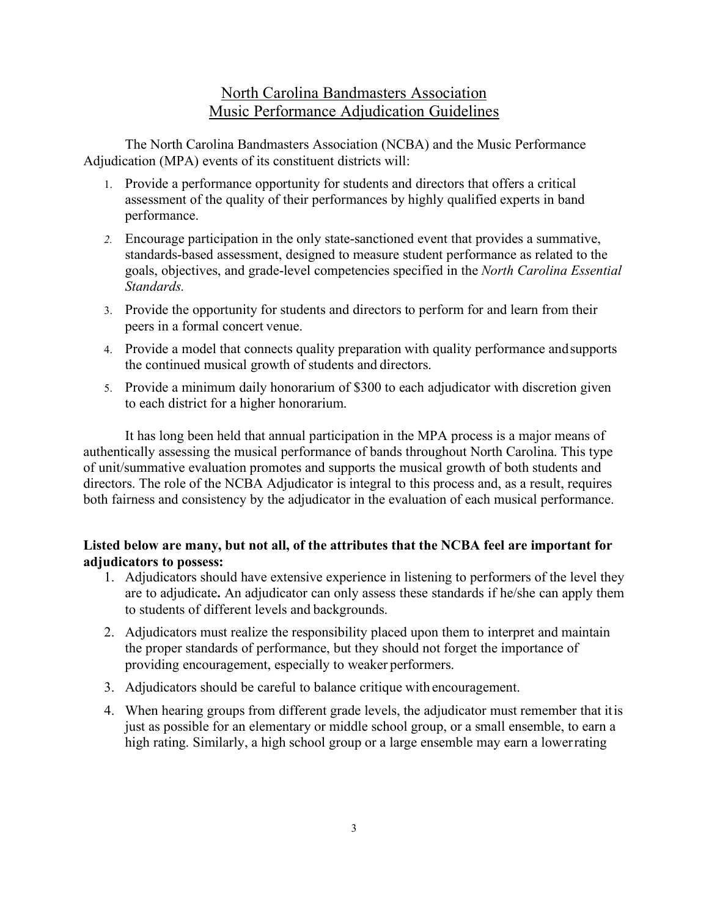# North Carolina Bandmasters Association
# Music Performance Adjudication Guidelines

The North Carolina Bandmasters Association (NCBA) and the Music Performance Adjudication (MPA) events of its constituent districts will:

1. Provide a performance opportunity for students and directors that offers a critical assessment of the quality of their performances by highly qualified experts in band performance.
2. Encourage participation in the only state-sanctioned event that provides a summative, standards-based assessment, designed to measure student performance as related to the goals, objectives, and grade-level competencies specified in the *North Carolina Essential Standards.*
3. Provide the opportunity for students and directors to perform for and learn from their peers in a formal concert venue.
4. Provide a model that connects quality preparation with quality performance and supports the continued musical growth of students and directors.
5. Provide a minimum daily honorarium of $300 to each adjudicator with discretion given to each district for a higher honorarium.

It has long been held that annual participation in the MPA process is a major means of authentically assessing the musical performance of bands throughout North Carolina. This type of unit/summative evaluation promotes and supports the musical growth of both students and directors. The role of the NCBA Adjudicator is integral to this process and, as a result, requires both fairness and consistency by the adjudicator in the evaluation of each musical performance.

**Listed below are many, but not all, of the attributes that the NCBA feel are important for adjudicators to possess:**

1. Adjudicators should have extensive experience in listening to performers of the level they are to adjudicate**.** An adjudicator can only assess these standards if he/she can apply them to students of different levels and backgrounds.
2. Adjudicators must realize the responsibility placed upon them to interpret and maintain the proper standards of performance, but they should not forget the importance of providing encouragement, especially to weaker performers.
3. Adjudicators should be careful to balance critique with encouragement.
4. When hearing groups from different grade levels, the adjudicator must remember that it is just as possible for an elementary or middle school group, or a small ensemble, to earn a high rating. Similarly, a high school group or a large ensemble may earn a lower rating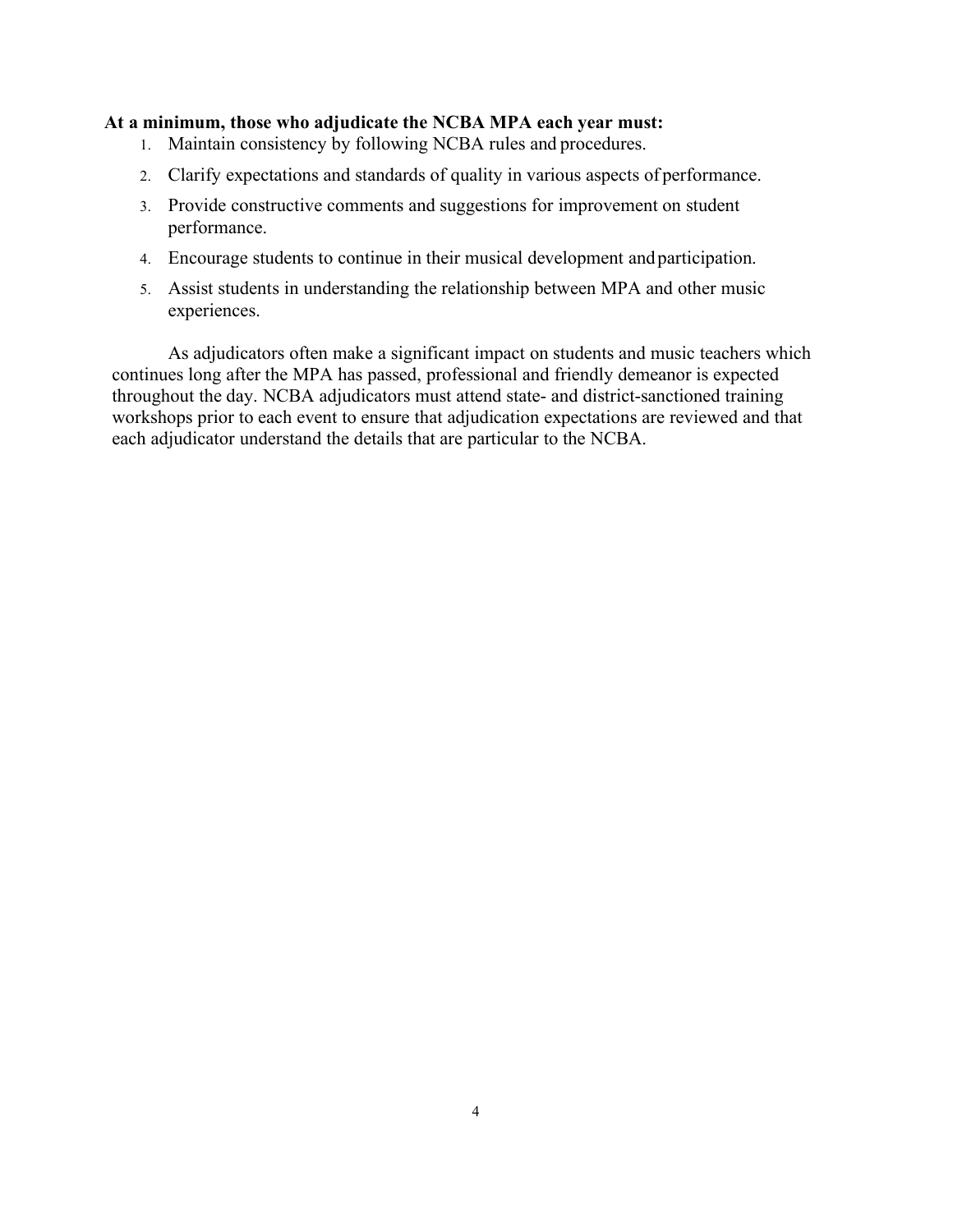**At a minimum, those who adjudicate the NCBA MPA each year must:**

1. Maintain consistency by following NCBA rules and procedures.
2. Clarify expectations and standards of quality in various aspects of performance.
3. Provide constructive comments and suggestions for improvement on student performance.
4. Encourage students to continue in their musical development and participation.
5. Assist students in understanding the relationship between MPA and other music experiences.

As adjudicators often make a significant impact on students and music teachers which continues long after the MPA has passed, professional and friendly demeanor is expected throughout the day. NCBA adjudicators must attend state- and district-sanctioned training workshops prior to each event to ensure that adjudication expectations are reviewed and that each adjudicator understand the details that are particular to the NCBA.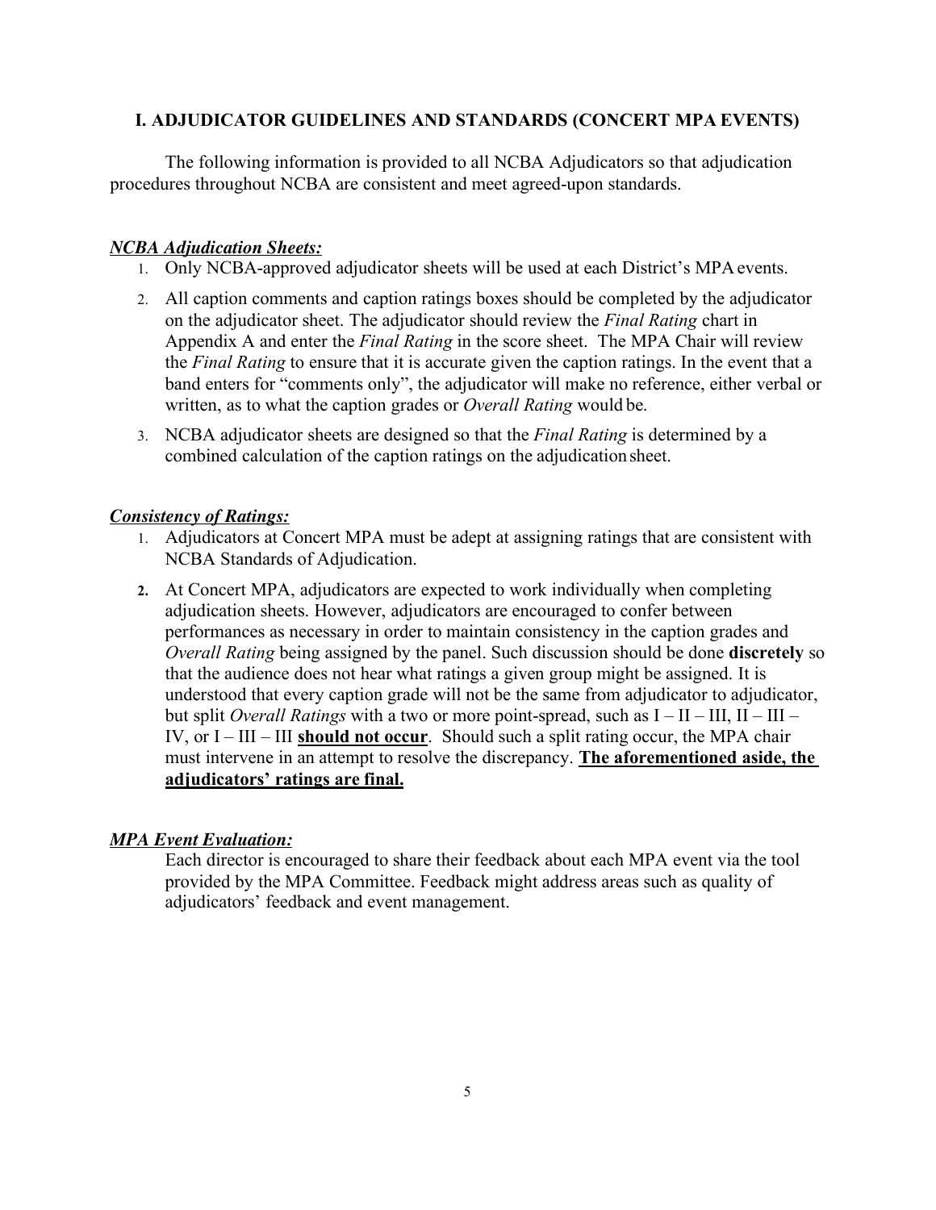## I. ADJUDICATOR GUIDELINES AND STANDARDS (CONCERT MPA EVENTS)

The following information is provided to all NCBA Adjudicators so that adjudication procedures throughout NCBA are consistent and meet agreed-upon standards.

***NCBA Adjudication Sheets:***

1. Only NCBA-approved adjudicator sheets will be used at each District's MPA events.
2. All caption comments and caption ratings boxes should be completed by the adjudicator on the adjudicator sheet. The adjudicator should review the *Final Rating* chart in Appendix A and enter the *Final Rating* in the score sheet. The MPA Chair will review the *Final Rating* to ensure that it is accurate given the caption ratings. In the event that a band enters for "comments only", the adjudicator will make no reference, either verbal or written, as to what the caption grades or *Overall Rating* would be.
3. NCBA adjudicator sheets are designed so that the *Final Rating* is determined by a combined calculation of the caption ratings on the adjudication sheet.

***Consistency of Ratings:***

1. Adjudicators at Concert MPA must be adept at assigning ratings that are consistent with NCBA Standards of Adjudication.
2. At Concert MPA, adjudicators are expected to work individually when completing adjudication sheets. However, adjudicators are encouraged to confer between performances as necessary in order to maintain consistency in the caption grades and *Overall Rating* being assigned by the panel. Such discussion should be done **discretely** so that the audience does not hear what ratings a given group might be assigned. It is understood that every caption grade will not be the same from adjudicator to adjudicator, but split *Overall Ratings* with a two or more point-spread, such as I – II – III, II – III – IV, or I – III – III **<u>should not occur</u>**. Should such a split rating occur, the MPA chair must intervene in an attempt to resolve the discrepancy. **<u>The aforementioned aside, the adjudicators' ratings are final.</u>**

***MPA Event Evaluation:***

Each director is encouraged to share their feedback about each MPA event via the tool provided by the MPA Committee. Feedback might address areas such as quality of adjudicators' feedback and event management.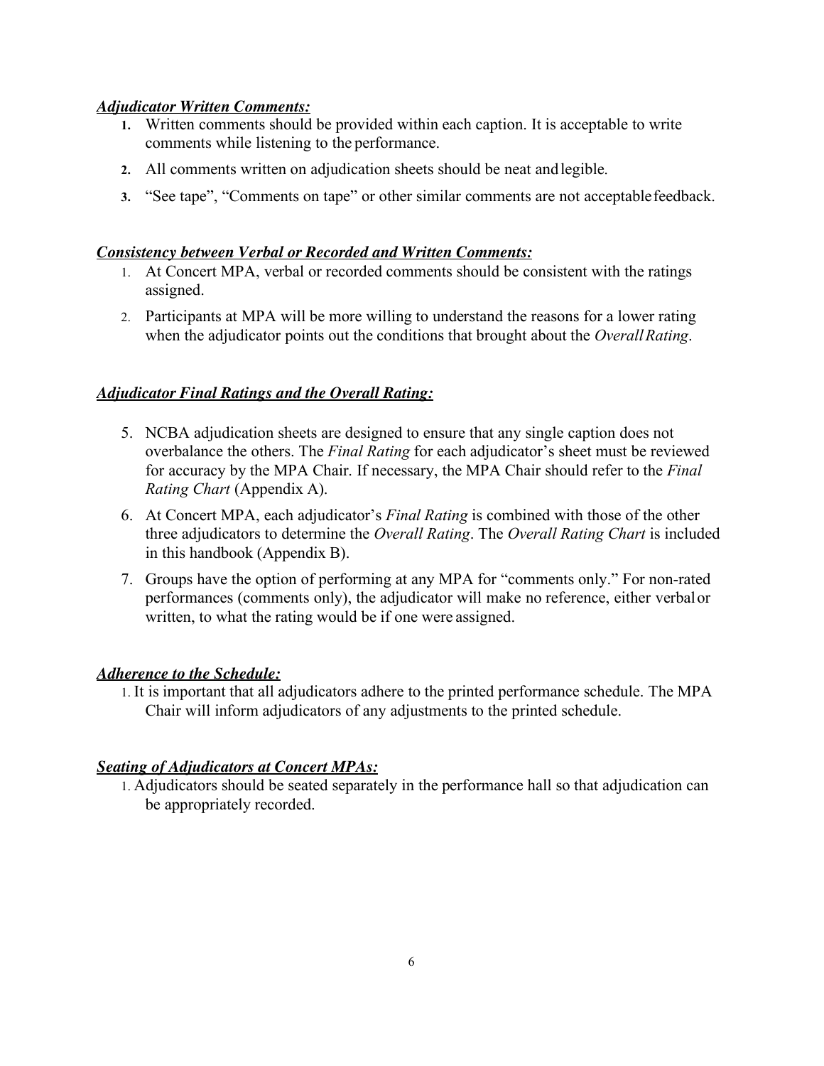***Adjudicator Written Comments:***

1. Written comments should be provided within each caption. It is acceptable to write comments while listening to the performance.
2. All comments written on adjudication sheets should be neat and legible.
3. "See tape", "Comments on tape" or other similar comments are not acceptable feedback.

***Consistency between Verbal or Recorded and Written Comments:***

1. At Concert MPA, verbal or recorded comments should be consistent with the ratings assigned.
2. Participants at MPA will be more willing to understand the reasons for a lower rating when the adjudicator points out the conditions that brought about the *Overall Rating*.

***Adjudicator Final Ratings and the Overall Rating:***

5. NCBA adjudication sheets are designed to ensure that any single caption does not overbalance the others. The *Final Rating* for each adjudicator's sheet must be reviewed for accuracy by the MPA Chair. If necessary, the MPA Chair should refer to the *Final Rating Chart* (Appendix A).
6. At Concert MPA, each adjudicator's *Final Rating* is combined with those of the other three adjudicators to determine the *Overall Rating*. The *Overall Rating Chart* is included in this handbook (Appendix B).
7. Groups have the option of performing at any MPA for "comments only." For non-rated performances (comments only), the adjudicator will make no reference, either verbal or written, to what the rating would be if one were assigned.

***Adherence to the Schedule:***

1. It is important that all adjudicators adhere to the printed performance schedule. The MPA Chair will inform adjudicators of any adjustments to the printed schedule.

***Seating of Adjudicators at Concert MPAs:***

1. Adjudicators should be seated separately in the performance hall so that adjudication can be appropriately recorded.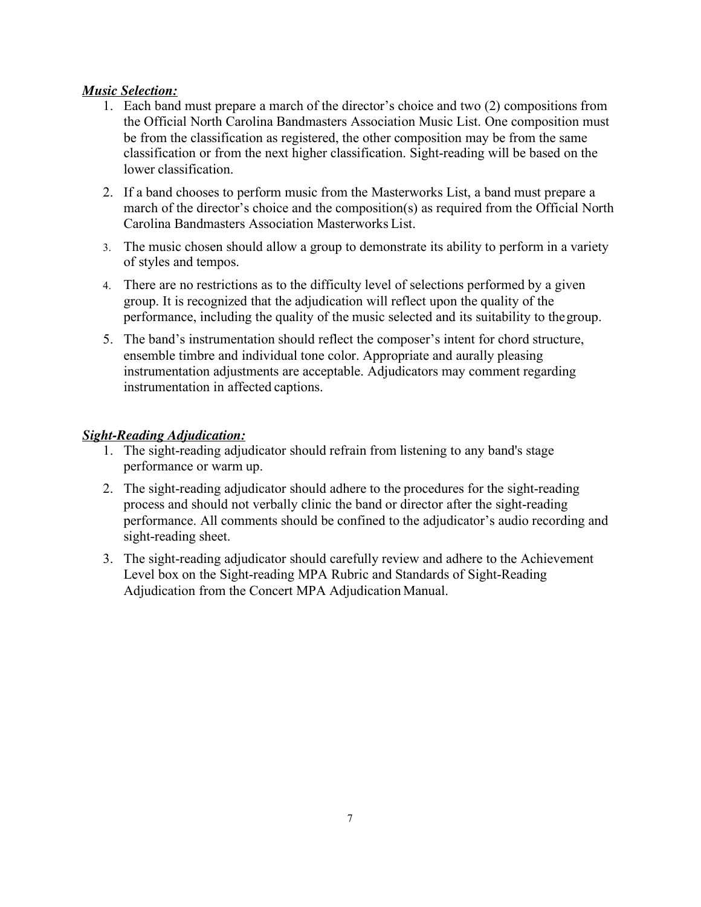***Music Selection:***

1. Each band must prepare a march of the director's choice and two (2) compositions from the Official North Carolina Bandmasters Association Music List. One composition must be from the classification as registered, the other composition may be from the same classification or from the next higher classification. Sight-reading will be based on the lower classification.
2. If a band chooses to perform music from the Masterworks List, a band must prepare a march of the director's choice and the composition(s) as required from the Official North Carolina Bandmasters Association Masterworks List.
3. The music chosen should allow a group to demonstrate its ability to perform in a variety of styles and tempos.
4. There are no restrictions as to the difficulty level of selections performed by a given group. It is recognized that the adjudication will reflect upon the quality of the performance, including the quality of the music selected and its suitability to the group.
5. The band's instrumentation should reflect the composer's intent for chord structure, ensemble timbre and individual tone color. Appropriate and aurally pleasing instrumentation adjustments are acceptable. Adjudicators may comment regarding instrumentation in affected captions.

***Sight-Reading Adjudication:***

1. The sight-reading adjudicator should refrain from listening to any band's stage performance or warm up.
2. The sight-reading adjudicator should adhere to the procedures for the sight-reading process and should not verbally clinic the band or director after the sight-reading performance. All comments should be confined to the adjudicator's audio recording and sight-reading sheet.
3. The sight-reading adjudicator should carefully review and adhere to the Achievement Level box on the Sight-reading MPA Rubric and Standards of Sight-Reading Adjudication from the Concert MPA Adjudication Manual.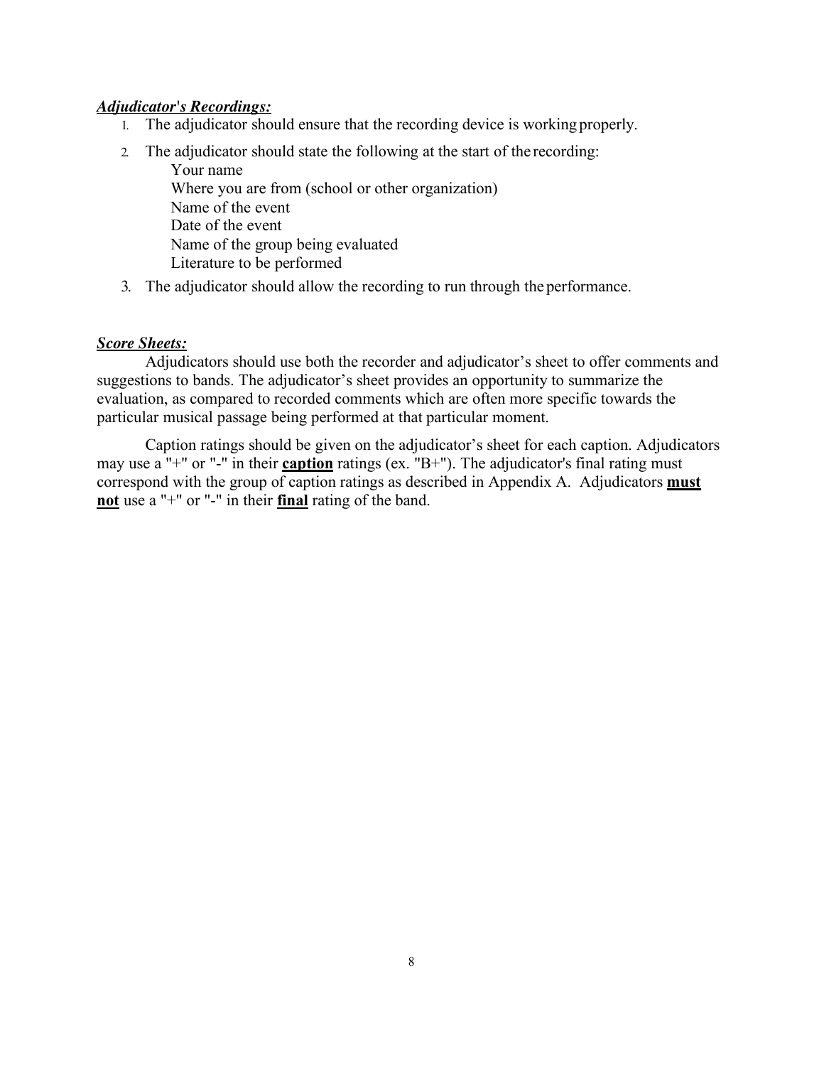***Adjudicator's Recordings:***

1. The adjudicator should ensure that the recording device is working properly.
2. The adjudicator should state the following at the start of the recording:
   Your name
   Where you are from (school or other organization)
   Name of the event
   Date of the event
   Name of the group being evaluated
   Literature to be performed
3. The adjudicator should allow the recording to run through the performance.

***Score Sheets:***

Adjudicators should use both the recorder and adjudicator's sheet to offer comments and suggestions to bands. The adjudicator's sheet provides an opportunity to summarize the evaluation, as compared to recorded comments which are often more specific towards the particular musical passage being performed at that particular moment.

Caption ratings should be given on the adjudicator's sheet for each caption. Adjudicators may use a "+" or "-" in their **caption** ratings (ex. "B+"). The adjudicator's final rating must correspond with the group of caption ratings as described in Appendix A. Adjudicators **must not** use a "+" or "-" in their **final** rating of the band.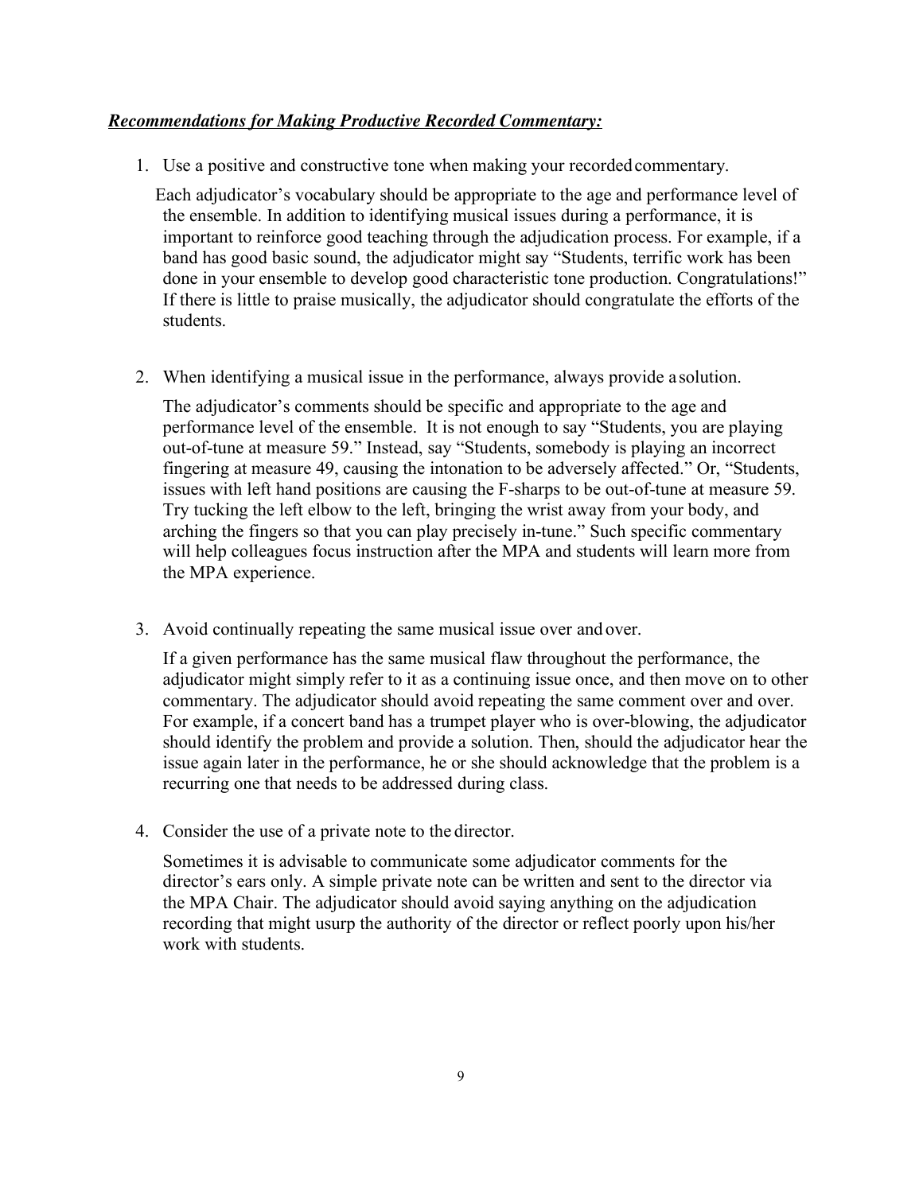***Recommendations for Making Productive Recorded Commentary:***

1. Use a positive and constructive tone when making your recorded commentary.

   Each adjudicator's vocabulary should be appropriate to the age and performance level of the ensemble. In addition to identifying musical issues during a performance, it is important to reinforce good teaching through the adjudication process. For example, if a band has good basic sound, the adjudicator might say "Students, terrific work has been done in your ensemble to develop good characteristic tone production. Congratulations!" If there is little to praise musically, the adjudicator should congratulate the efforts of the students.

2. When identifying a musical issue in the performance, always provide a solution.

   The adjudicator's comments should be specific and appropriate to the age and performance level of the ensemble. It is not enough to say "Students, you are playing out-of-tune at measure 59." Instead, say "Students, somebody is playing an incorrect fingering at measure 49, causing the intonation to be adversely affected." Or, "Students, issues with left hand positions are causing the F-sharps to be out-of-tune at measure 59. Try tucking the left elbow to the left, bringing the wrist away from your body, and arching the fingers so that you can play precisely in-tune." Such specific commentary will help colleagues focus instruction after the MPA and students will learn more from the MPA experience.

3. Avoid continually repeating the same musical issue over and over.

   If a given performance has the same musical flaw throughout the performance, the adjudicator might simply refer to it as a continuing issue once, and then move on to other commentary. The adjudicator should avoid repeating the same comment over and over. For example, if a concert band has a trumpet player who is over-blowing, the adjudicator should identify the problem and provide a solution. Then, should the adjudicator hear the issue again later in the performance, he or she should acknowledge that the problem is a recurring one that needs to be addressed during class.

4. Consider the use of a private note to the director.

   Sometimes it is advisable to communicate some adjudicator comments for the director's ears only. A simple private note can be written and sent to the director via the MPA Chair. The adjudicator should avoid saying anything on the adjudication recording that might usurp the authority of the director or reflect poorly upon his/her work with students.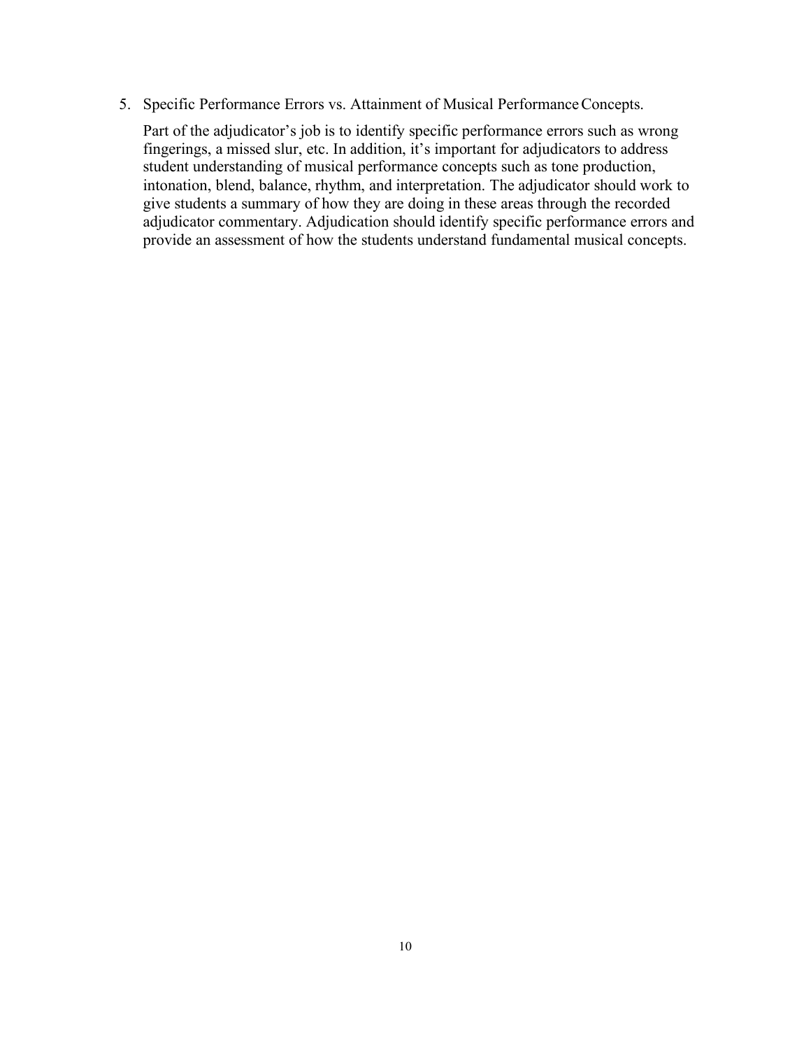5. Specific Performance Errors vs. Attainment of Musical Performance Concepts.

   Part of the adjudicator's job is to identify specific performance errors such as wrong fingerings, a missed slur, etc. In addition, it's important for adjudicators to address student understanding of musical performance concepts such as tone production, intonation, blend, balance, rhythm, and interpretation. The adjudicator should work to give students a summary of how they are doing in these areas through the recorded adjudicator commentary. Adjudication should identify specific performance errors and provide an assessment of how the students understand fundamental musical concepts.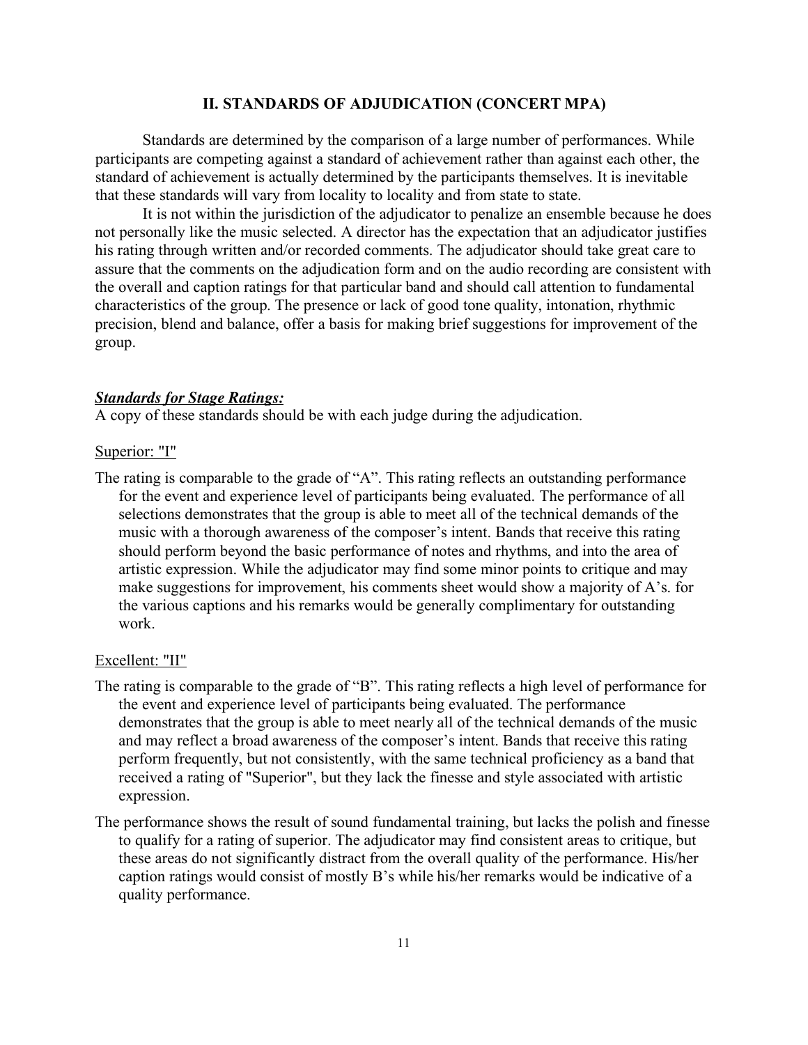## II. STANDARDS OF ADJUDICATION (CONCERT MPA)

Standards are determined by the comparison of a large number of performances. While participants are competing against a standard of achievement rather than against each other, the standard of achievement is actually determined by the participants themselves. It is inevitable that these standards will vary from locality to locality and from state to state.

It is not within the jurisdiction of the adjudicator to penalize an ensemble because he does not personally like the music selected. A director has the expectation that an adjudicator justifies his rating through written and/or recorded comments. The adjudicator should take great care to assure that the comments on the adjudication form and on the audio recording are consistent with the overall and caption ratings for that particular band and should call attention to fundamental characteristics of the group. The presence or lack of good tone quality, intonation, rhythmic precision, blend and balance, offer a basis for making brief suggestions for improvement of the group.

***Standards for Stage Ratings:***

A copy of these standards should be with each judge during the adjudication.

Superior: "I"

The rating is comparable to the grade of "A". This rating reflects an outstanding performance for the event and experience level of participants being evaluated. The performance of all selections demonstrates that the group is able to meet all of the technical demands of the music with a thorough awareness of the composer's intent. Bands that receive this rating should perform beyond the basic performance of notes and rhythms, and into the area of artistic expression. While the adjudicator may find some minor points to critique and may make suggestions for improvement, his comments sheet would show a majority of A's. for the various captions and his remarks would be generally complimentary for outstanding work.

Excellent: "II"

The rating is comparable to the grade of "B". This rating reflects a high level of performance for the event and experience level of participants being evaluated. The performance demonstrates that the group is able to meet nearly all of the technical demands of the music and may reflect a broad awareness of the composer's intent. Bands that receive this rating perform frequently, but not consistently, with the same technical proficiency as a band that received a rating of "Superior", but they lack the finesse and style associated with artistic expression.

The performance shows the result of sound fundamental training, but lacks the polish and finesse to qualify for a rating of superior. The adjudicator may find consistent areas to critique, but these areas do not significantly distract from the overall quality of the performance. His/her caption ratings would consist of mostly B's while his/her remarks would be indicative of a quality performance.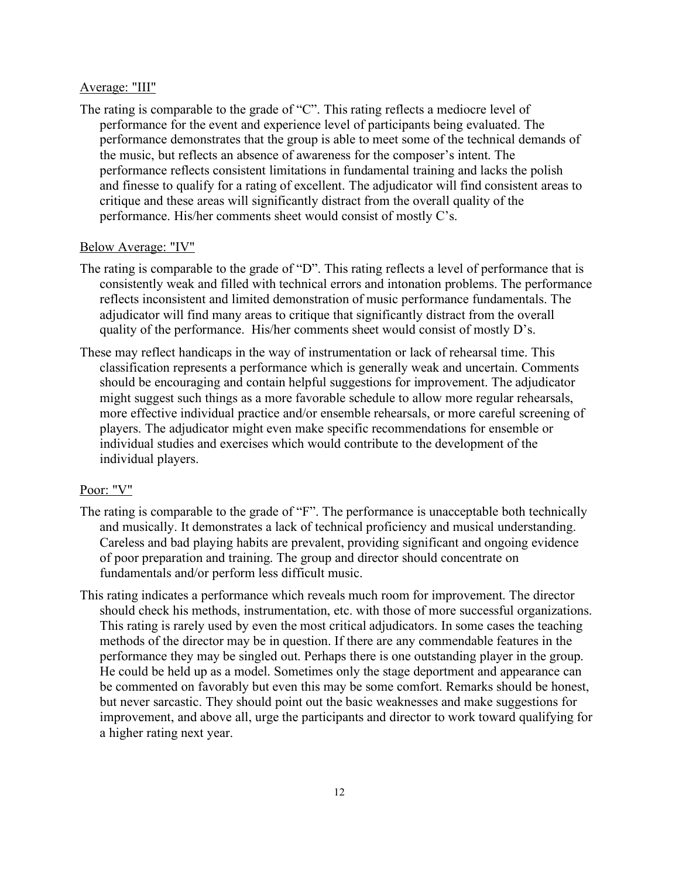Average: "III"

The rating is comparable to the grade of "C". This rating reflects a mediocre level of performance for the event and experience level of participants being evaluated. The performance demonstrates that the group is able to meet some of the technical demands of the music, but reflects an absence of awareness for the composer's intent. The performance reflects consistent limitations in fundamental training and lacks the polish and finesse to qualify for a rating of excellent. The adjudicator will find consistent areas to critique and these areas will significantly distract from the overall quality of the performance. His/her comments sheet would consist of mostly C's.

Below Average: "IV"

The rating is comparable to the grade of "D". This rating reflects a level of performance that is consistently weak and filled with technical errors and intonation problems. The performance reflects inconsistent and limited demonstration of music performance fundamentals. The adjudicator will find many areas to critique that significantly distract from the overall quality of the performance. His/her comments sheet would consist of mostly D's.

These may reflect handicaps in the way of instrumentation or lack of rehearsal time. This classification represents a performance which is generally weak and uncertain. Comments should be encouraging and contain helpful suggestions for improvement. The adjudicator might suggest such things as a more favorable schedule to allow more regular rehearsals, more effective individual practice and/or ensemble rehearsals, or more careful screening of players. The adjudicator might even make specific recommendations for ensemble or individual studies and exercises which would contribute to the development of the individual players.

Poor: "V"

The rating is comparable to the grade of "F". The performance is unacceptable both technically and musically. It demonstrates a lack of technical proficiency and musical understanding. Careless and bad playing habits are prevalent, providing significant and ongoing evidence of poor preparation and training. The group and director should concentrate on fundamentals and/or perform less difficult music.

This rating indicates a performance which reveals much room for improvement. The director should check his methods, instrumentation, etc. with those of more successful organizations. This rating is rarely used by even the most critical adjudicators. In some cases the teaching methods of the director may be in question. If there are any commendable features in the performance they may be singled out. Perhaps there is one outstanding player in the group. He could be held up as a model. Sometimes only the stage deportment and appearance can be commented on favorably but even this may be some comfort. Remarks should be honest, but never sarcastic. They should point out the basic weaknesses and make suggestions for improvement, and above all, urge the participants and director to work toward qualifying for a higher rating next year.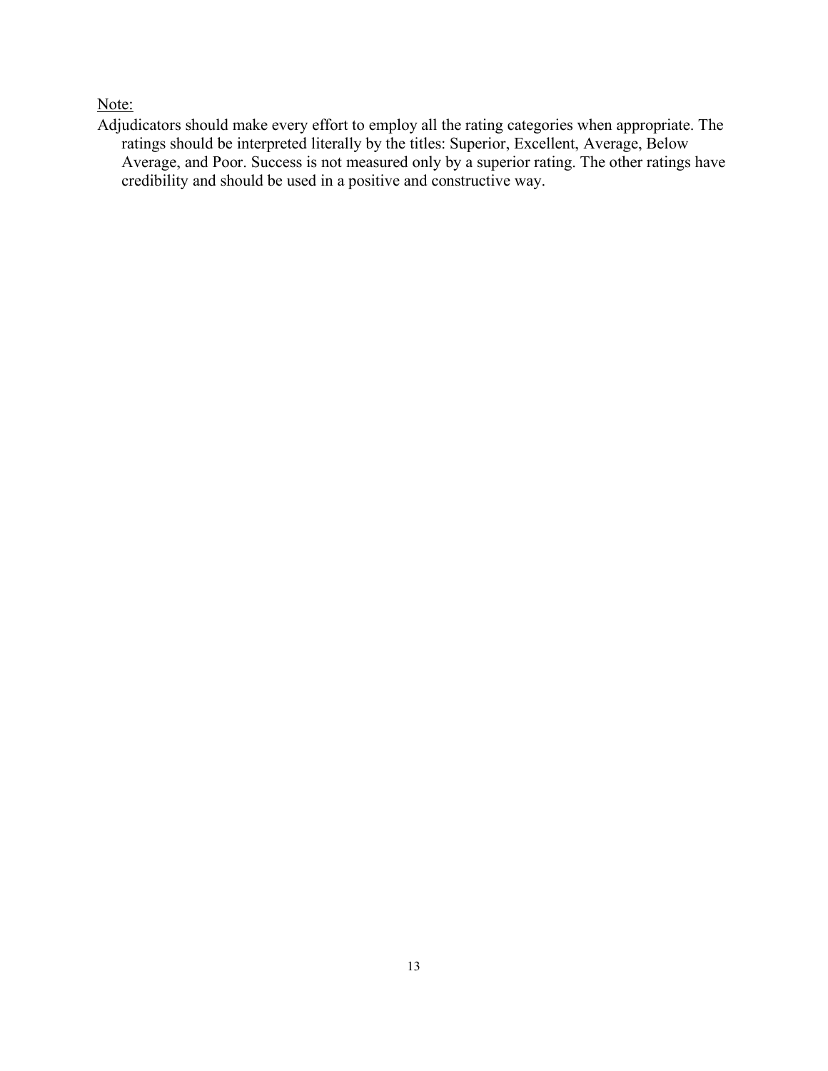<u>Note:</u>

Adjudicators should make every effort to employ all the rating categories when appropriate. The ratings should be interpreted literally by the titles: Superior, Excellent, Average, Below Average, and Poor. Success is not measured only by a superior rating. The other ratings have credibility and should be used in a positive and constructive way.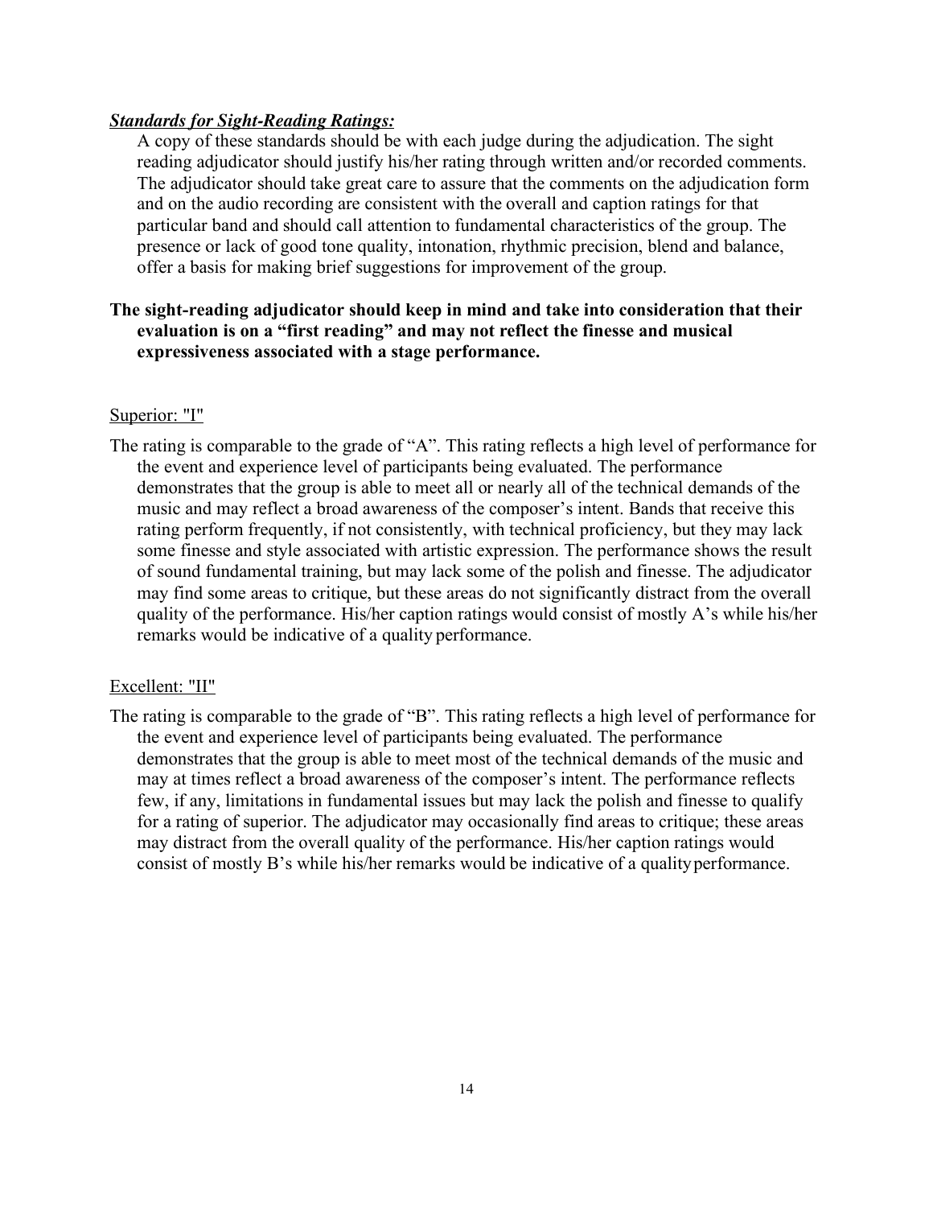***Standards for Sight-Reading Ratings:***

A copy of these standards should be with each judge during the adjudication. The sight reading adjudicator should justify his/her rating through written and/or recorded comments. The adjudicator should take great care to assure that the comments on the adjudication form and on the audio recording are consistent with the overall and caption ratings for that particular band and should call attention to fundamental characteristics of the group. The presence or lack of good tone quality, intonation, rhythmic precision, blend and balance, offer a basis for making brief suggestions for improvement of the group.

**The sight-reading adjudicator should keep in mind and take into consideration that their evaluation is on a "first reading" and may not reflect the finesse and musical expressiveness associated with a stage performance.**

<u>Superior: "I"</u>

The rating is comparable to the grade of "A". This rating reflects a high level of performance for the event and experience level of participants being evaluated. The performance demonstrates that the group is able to meet all or nearly all of the technical demands of the music and may reflect a broad awareness of the composer's intent. Bands that receive this rating perform frequently, if not consistently, with technical proficiency, but they may lack some finesse and style associated with artistic expression. The performance shows the result of sound fundamental training, but may lack some of the polish and finesse. The adjudicator may find some areas to critique, but these areas do not significantly distract from the overall quality of the performance. His/her caption ratings would consist of mostly A's while his/her remarks would be indicative of a quality performance.

<u>Excellent: "II"</u>

The rating is comparable to the grade of "B". This rating reflects a high level of performance for the event and experience level of participants being evaluated. The performance demonstrates that the group is able to meet most of the technical demands of the music and may at times reflect a broad awareness of the composer's intent. The performance reflects few, if any, limitations in fundamental issues but may lack the polish and finesse to qualify for a rating of superior. The adjudicator may occasionally find areas to critique; these areas may distract from the overall quality of the performance. His/her caption ratings would consist of mostly B's while his/her remarks would be indicative of a quality performance.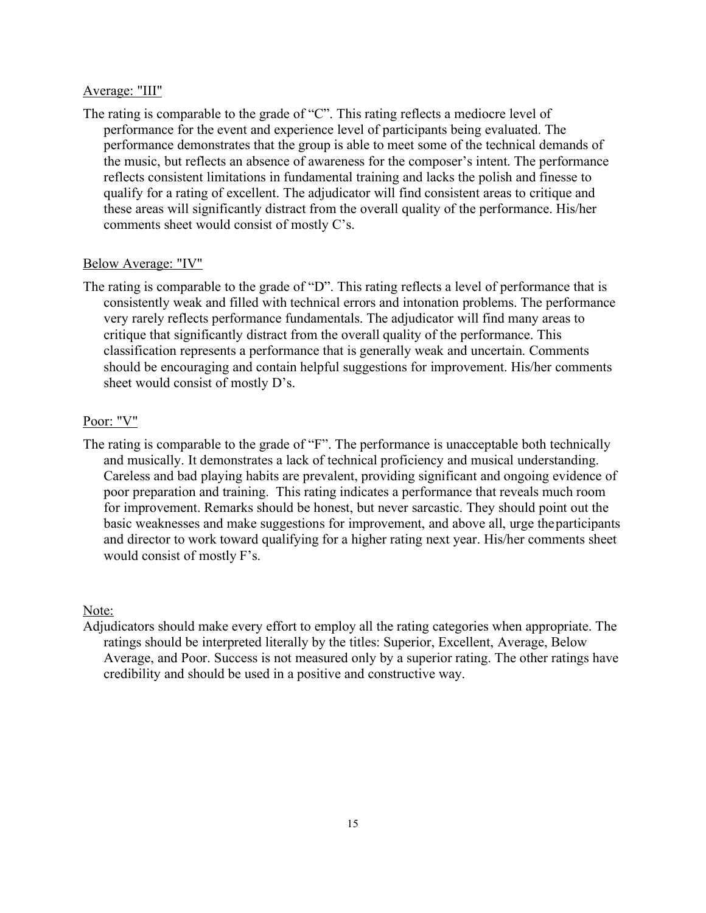Average: "III"

The rating is comparable to the grade of "C". This rating reflects a mediocre level of performance for the event and experience level of participants being evaluated. The performance demonstrates that the group is able to meet some of the technical demands of the music, but reflects an absence of awareness for the composer's intent. The performance reflects consistent limitations in fundamental training and lacks the polish and finesse to qualify for a rating of excellent. The adjudicator will find consistent areas to critique and these areas will significantly distract from the overall quality of the performance. His/her comments sheet would consist of mostly C's.

Below Average: "IV"

The rating is comparable to the grade of "D". This rating reflects a level of performance that is consistently weak and filled with technical errors and intonation problems. The performance very rarely reflects performance fundamentals. The adjudicator will find many areas to critique that significantly distract from the overall quality of the performance. This classification represents a performance that is generally weak and uncertain. Comments should be encouraging and contain helpful suggestions for improvement. His/her comments sheet would consist of mostly D's.

Poor: "V"

The rating is comparable to the grade of "F". The performance is unacceptable both technically and musically. It demonstrates a lack of technical proficiency and musical understanding. Careless and bad playing habits are prevalent, providing significant and ongoing evidence of poor preparation and training. This rating indicates a performance that reveals much room for improvement. Remarks should be honest, but never sarcastic. They should point out the basic weaknesses and make suggestions for improvement, and above all, urge the participants and director to work toward qualifying for a higher rating next year. His/her comments sheet would consist of mostly F's.

Note:

Adjudicators should make every effort to employ all the rating categories when appropriate. The ratings should be interpreted literally by the titles: Superior, Excellent, Average, Below Average, and Poor. Success is not measured only by a superior rating. The other ratings have credibility and should be used in a positive and constructive way.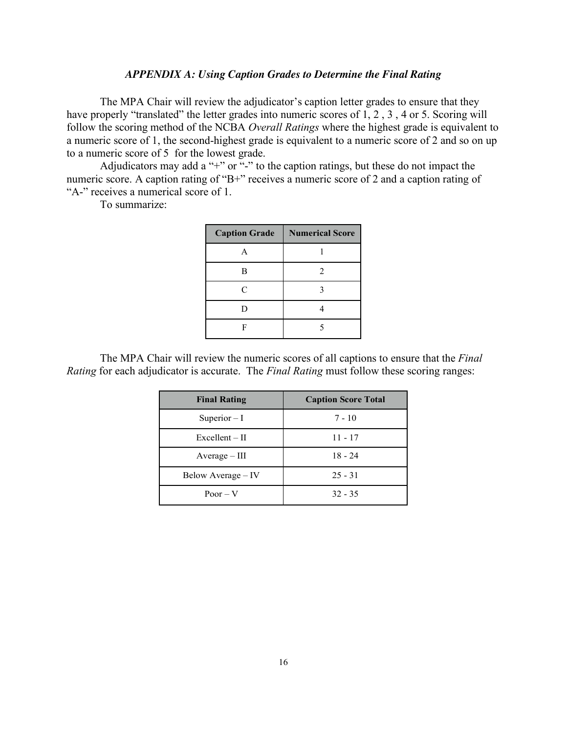## *APPENDIX A: Using Caption Grades to Determine the Final Rating*

The MPA Chair will review the adjudicator's caption letter grades to ensure that they have properly "translated" the letter grades into numeric scores of 1, 2 , 3 , 4 or 5. Scoring will follow the scoring method of the NCBA *Overall Ratings* where the highest grade is equivalent to a numeric score of 1, the second-highest grade is equivalent to a numeric score of 2 and so on up to a numeric score of 5 for the lowest grade.

Adjudicators may add a "+" or "-" to the caption ratings, but these do not impact the numeric score. A caption rating of "B+" receives a numeric score of 2 and a caption rating of "A-" receives a numerical score of 1.

To summarize:

| Caption Grade | Numerical Score |
|---|---|
| A | 1 |
| B | 2 |
| C | 3 |
| D | 4 |
| F | 5 |

The MPA Chair will review the numeric scores of all captions to ensure that the *Final Rating* for each adjudicator is accurate. The *Final Rating* must follow these scoring ranges:

| Final Rating | Caption Score Total |
|---|---|
| Superior – I | 7 - 10 |
| Excellent – II | 11 - 17 |
| Average – III | 18 - 24 |
| Below Average – IV | 25 - 31 |
| Poor – V | 32 - 35 |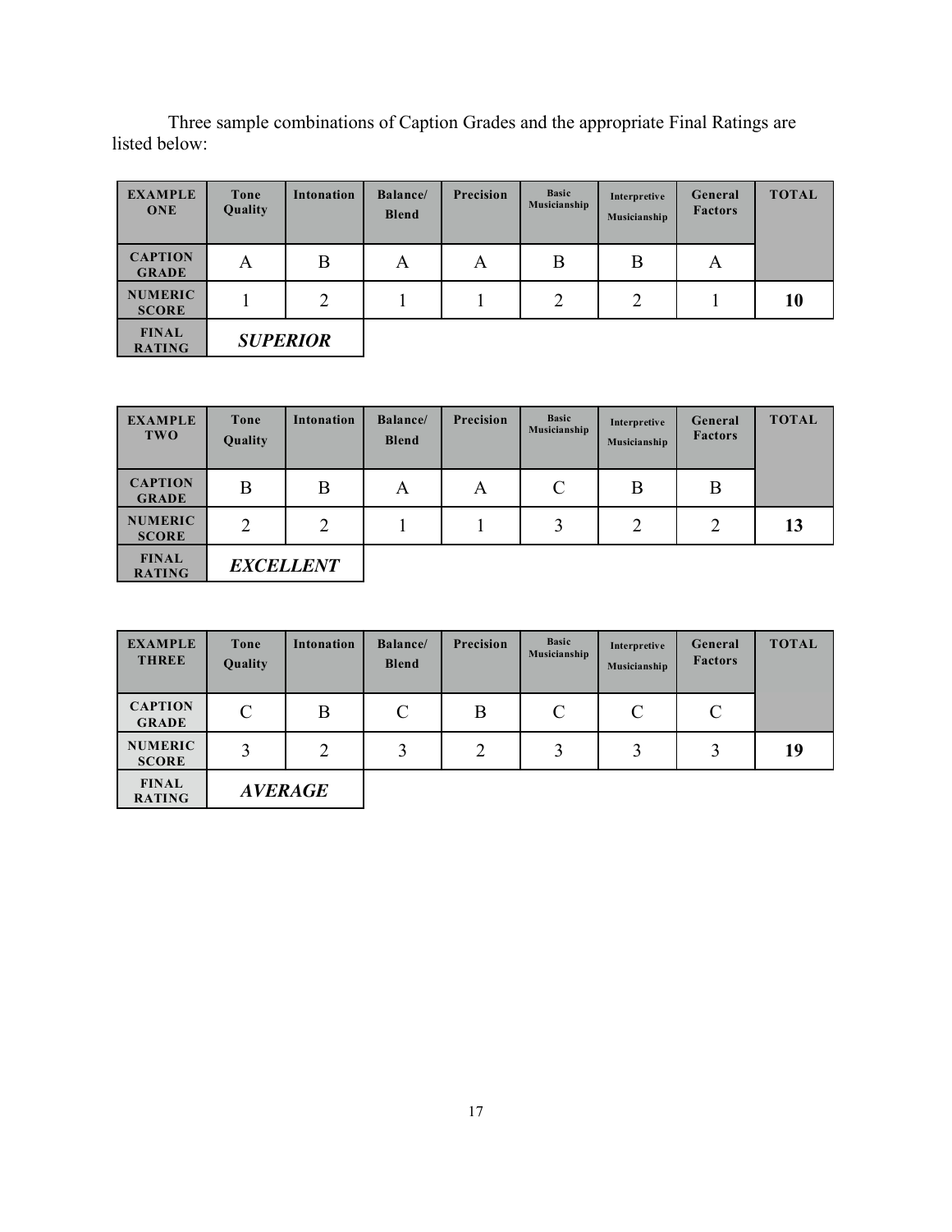Three sample combinations of Caption Grades and the appropriate Final Ratings are listed below:

| EXAMPLE ONE | Tone Quality | Intonation | Balance/ Blend | Precision | Basic Musicianship | Interpretive Musicianship | General Factors | TOTAL |
|---|---|---|---|---|---|---|---|---|
| CAPTION GRADE | A | B | A | A | B | B | A | |
| NUMERIC SCORE | 1 | 2 | 1 | 1 | 2 | 2 | 1 | **10** |
| FINAL RATING | ***SUPERIOR*** | | | | | | | |

| EXAMPLE TWO | Tone Quality | Intonation | Balance/ Blend | Precision | Basic Musicianship | Interpretive Musicianship | General Factors | TOTAL |
|---|---|---|---|---|---|---|---|---|
| CAPTION GRADE | B | B | A | A | C | B | B | |
| NUMERIC SCORE | 2 | 2 | 1 | 1 | 3 | 2 | 2 | **13** |
| FINAL RATING | ***EXCELLENT*** | | | | | | | |

| EXAMPLE THREE | Tone Quality | Intonation | Balance/ Blend | Precision | Basic Musicianship | Interpretive Musicianship | General Factors | TOTAL |
|---|---|---|---|---|---|---|---|---|
| CAPTION GRADE | C | B | C | B | C | C | C | |
| NUMERIC SCORE | 3 | 2 | 3 | 2 | 3 | 3 | 3 | **19** |
| FINAL RATING | ***AVERAGE*** | | | | | | | |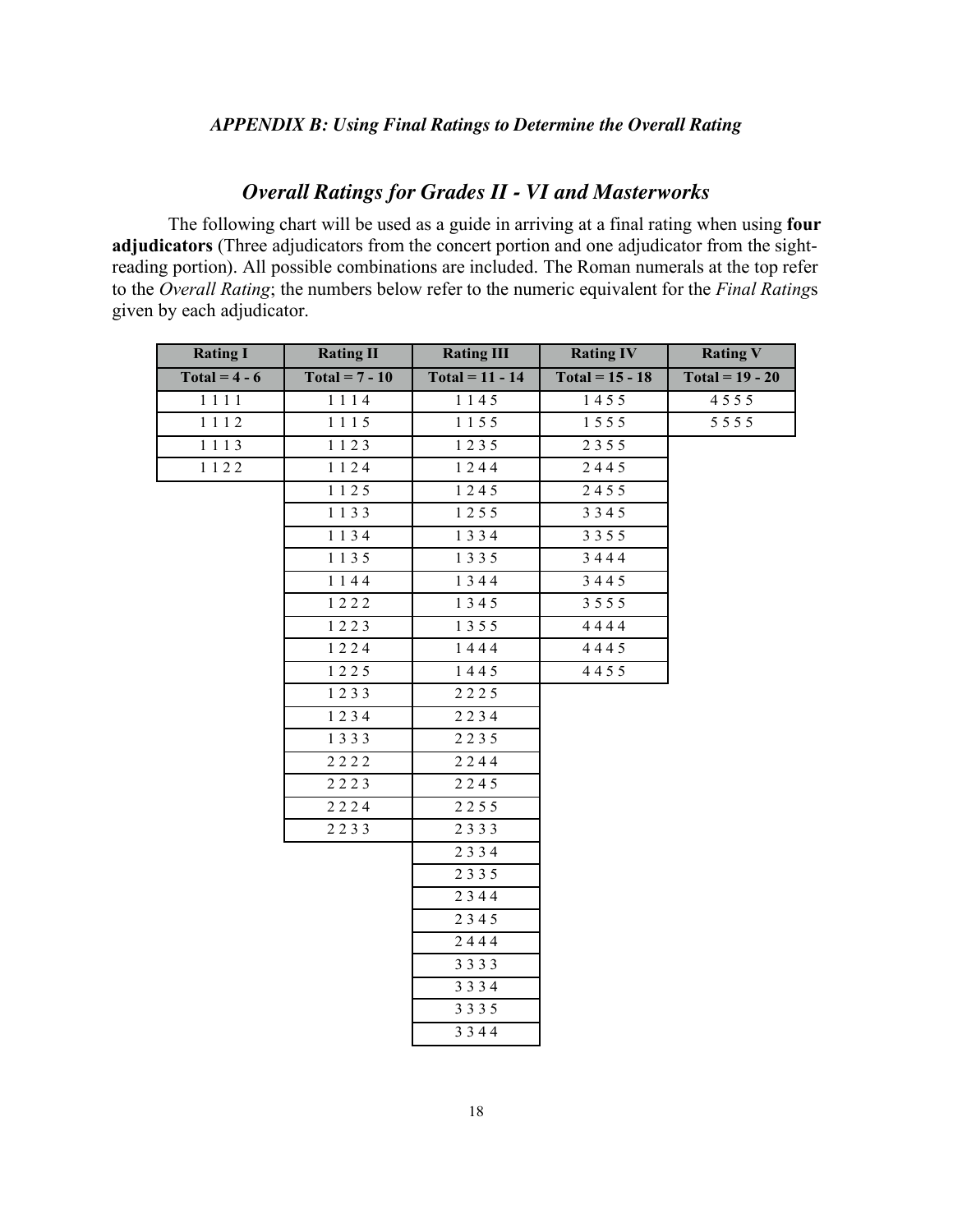*APPENDIX B: Using Final Ratings to Determine the Overall Rating*

## *Overall Ratings for Grades II - VI and Masterworks*

The following chart will be used as a guide in arriving at a final rating when using **four adjudicators** (Three adjudicators from the concert portion and one adjudicator from the sight-reading portion). All possible combinations are included. The Roman numerals at the top refer to the *Overall Rating*; the numbers below refer to the numeric equivalent for the *Final Rating*s given by each adjudicator.

| Rating I | Rating II | Rating III | Rating IV | Rating V |
|---|---|---|---|---|
| **Total = 4 - 6** | **Total = 7 - 10** | **Total = 11 - 14** | **Total = 15 - 18** | **Total = 19 - 20** |
| 1 1 1 1 | 1 1 1 4 | 1 1 4 5 | 1 4 5 5 | 4 5 5 5 |
| 1 1 1 2 | 1 1 1 5 | 1 1 5 5 | 1 5 5 5 | 5 5 5 5 |
| 1 1 1 3 | 1 1 2 3 | 1 2 3 5 | 2 3 5 5 | |
| 1 1 2 2 | 1 1 2 4 | 1 2 4 4 | 2 4 4 5 | |
| | 1 1 2 5 | 1 2 4 5 | 2 4 5 5 | |
| | 1 1 3 3 | 1 2 5 5 | 3 3 4 5 | |
| | 1 1 3 4 | 1 3 3 4 | 3 3 5 5 | |
| | 1 1 3 5 | 1 3 3 5 | 3 4 4 4 | |
| | 1 1 4 4 | 1 3 4 4 | 3 4 4 5 | |
| | 1 2 2 2 | 1 3 4 5 | 3 5 5 5 | |
| | 1 2 2 3 | 1 3 5 5 | 4 4 4 4 | |
| | 1 2 2 4 | 1 4 4 4 | 4 4 4 5 | |
| | 1 2 2 5 | 1 4 4 5 | 4 4 5 5 | |
| | 1 2 3 3 | 2 2 2 5 | | |
| | 1 2 3 4 | 2 2 3 4 | | |
| | 1 3 3 3 | 2 2 3 5 | | |
| | 2 2 2 2 | 2 2 4 4 | | |
| | 2 2 2 3 | 2 2 4 5 | | |
| | 2 2 2 4 | 2 2 5 5 | | |
| | 2 2 3 3 | 2 3 3 3 | | |
| | | 2 3 3 4 | | |
| | | 2 3 3 5 | | |
| | | 2 3 4 4 | | |
| | | 2 3 4 5 | | |
| | | 2 4 4 4 | | |
| | | 3 3 3 3 | | |
| | | 3 3 3 4 | | |
| | | 3 3 3 5 | | |
| | | 3 3 4 4 | | |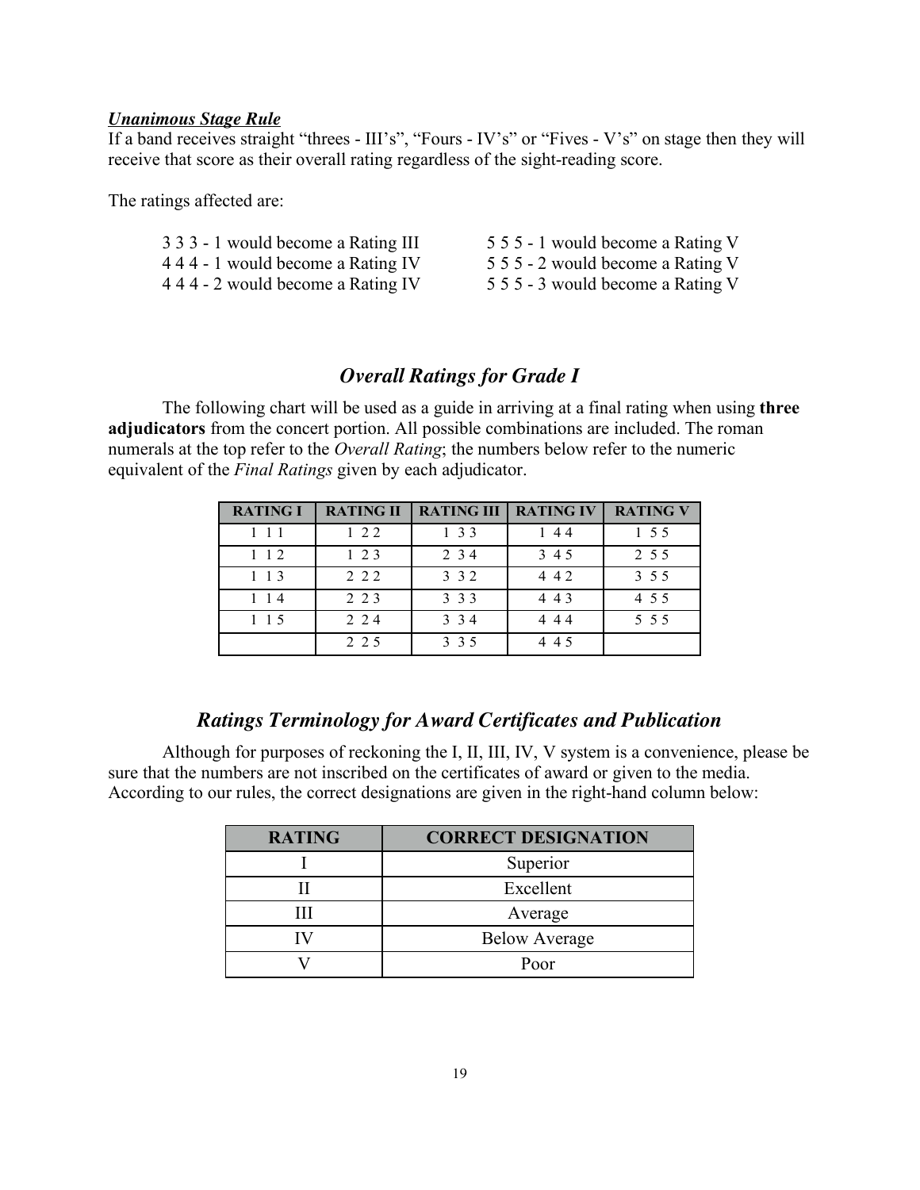***Unanimous Stage Rule***

If a band receives straight “threes - III’s”, “Fours - IV’s” or “Fives - V’s” on stage then they will receive that score as their overall rating regardless of the sight-reading score.

The ratings affected are:

3 3 3 - 1 would become a Rating III
4 4 4 - 1 would become a Rating IV
4 4 4 - 2 would become a Rating IV
5 5 5 - 1 would become a Rating V
5 5 5 - 2 would become a Rating V
5 5 5 - 3 would become a Rating V

## *Overall Ratings for Grade I*

The following chart will be used as a guide in arriving at a final rating when using **three adjudicators** from the concert portion. All possible combinations are included. The roman numerals at the top refer to the *Overall Rating*; the numbers below refer to the numeric equivalent of the *Final Ratings* given by each adjudicator.

| RATING I | RATING II | RATING III | RATING IV | RATING V |
|---|---|---|---|---|
| 1 1 1 | 1 2 2 | 1 3 3 | 1 4 4 | 1 5 5 |
| 1 1 2 | 1 2 3 | 2 3 4 | 3 4 5 | 2 5 5 |
| 1 1 3 | 2 2 2 | 3 3 2 | 4 4 2 | 3 5 5 |
| 1 1 4 | 2 2 3 | 3 3 3 | 4 4 3 | 4 5 5 |
| 1 1 5 | 2 2 4 | 3 3 4 | 4 4 4 | 5 5 5 |
| | 2 2 5 | 3 3 5 | 4 4 5 | |

## *Ratings Terminology for Award Certificates and Publication*

Although for purposes of reckoning the I, II, III, IV, V system is a convenience, please be sure that the numbers are not inscribed on the certificates of award or given to the media. According to our rules, the correct designations are given in the right-hand column below:

| RATING | CORRECT DESIGNATION |
|---|---|
| I | Superior |
| II | Excellent |
| III | Average |
| IV | Below Average |
| V | Poor |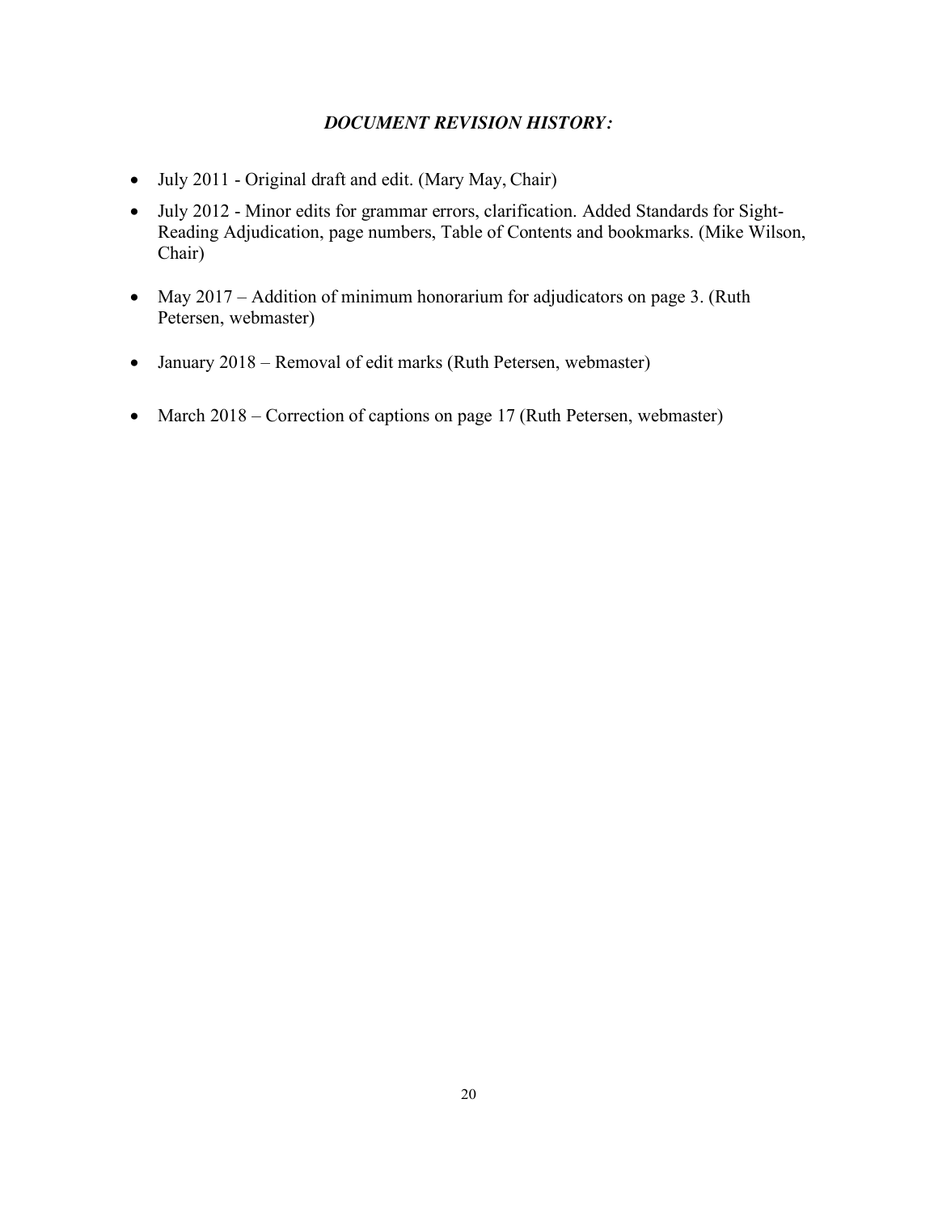## *DOCUMENT REVISION HISTORY:*

- July 2011 - Original draft and edit. (Mary May, Chair)
- July 2012 - Minor edits for grammar errors, clarification. Added Standards for Sight-Reading Adjudication, page numbers, Table of Contents and bookmarks. (Mike Wilson, Chair)
- May 2017 – Addition of minimum honorarium for adjudicators on page 3. (Ruth Petersen, webmaster)
- January 2018 – Removal of edit marks (Ruth Petersen, webmaster)
- March 2018 – Correction of captions on page 17 (Ruth Petersen, webmaster)